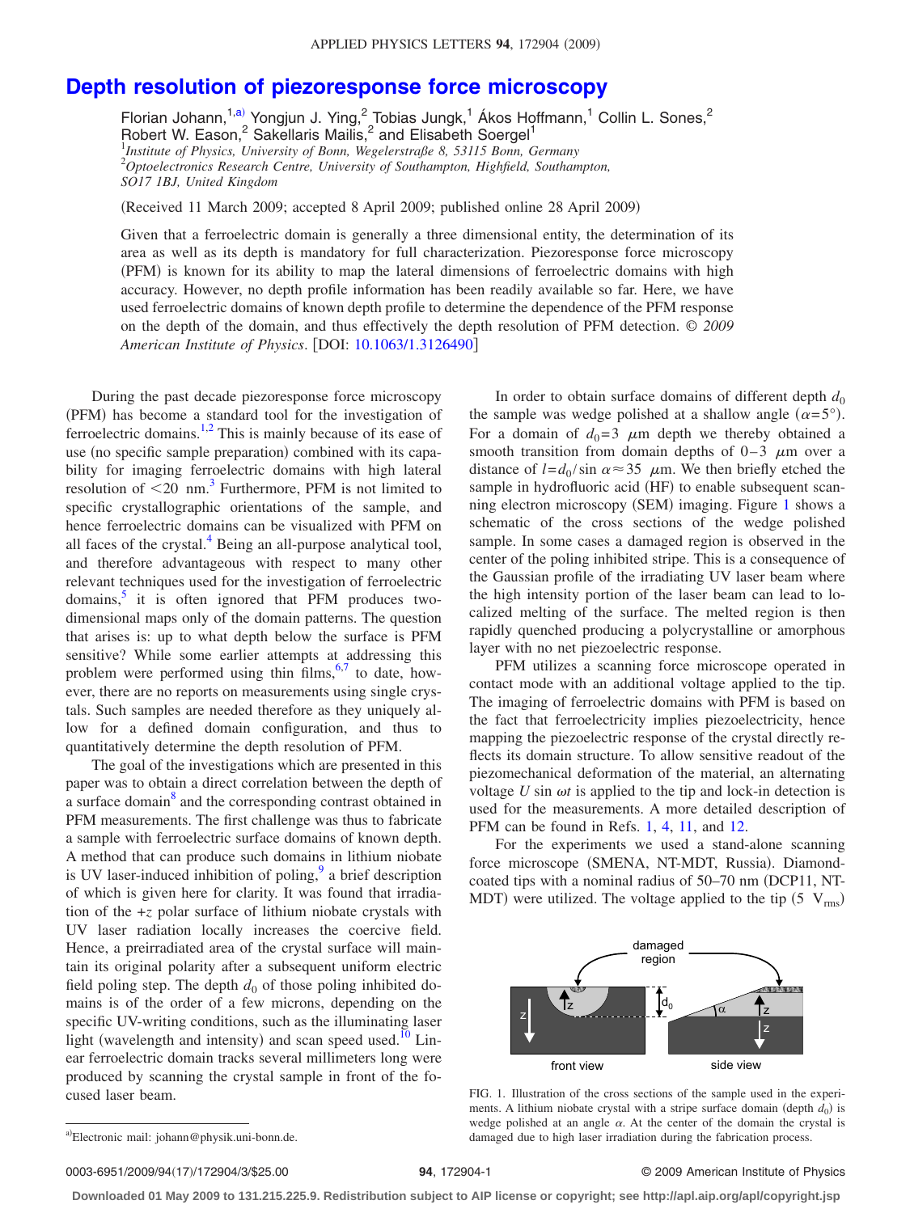# Depth resolution of piezoresponse force microscopy

Florian Johann,[1,a)] Yongjun J. Ying,[2] Tobias Jungk,[1] Ákos Hoffmann,[1] Collin L. Sones,[2] Robert W. Eason,[2] Sakellaris Mailis,[2] and Elisabeth Soergel[1]

[1] *Institute of Physics, University of Bonn, Wegelerstraße 8, 53115 Bonn, Germany*
[2] *Optoelectronics Research Centre, University of Southampton, Highfield, Southampton, SO17 1BJ, United Kingdom*

(Received 11 March 2009; accepted 8 April 2009; published online 28 April 2009)

Given that a ferroelectric domain is generally a three dimensional entity, the determination of its area as well as its depth is mandatory for full characterization. Piezoresponse force microscopy (PFM) is known for its ability to map the lateral dimensions of ferroelectric domains with high accuracy. However, no depth profile information has been readily available so far. Here, we have used ferroelectric domains of known depth profile to determine the dependence of the PFM response on the depth of the domain, and thus effectively the depth resolution of PFM detection. © *2009 American Institute of Physics*. [DOI: 10.1063/1.3126490]

During the past decade piezoresponse force microscopy (PFM) has become a standard tool for the investigation of ferroelectric domains.[1,2] This is mainly because of its ease of use (no specific sample preparation) combined with its capability for imaging ferroelectric domains with high lateral resolution of <20 nm.[3] Furthermore, PFM is not limited to specific crystallographic orientations of the sample, and hence ferroelectric domains can be visualized with PFM on all faces of the crystal.[4] Being an all-purpose analytical tool, and therefore advantageous with respect to many other relevant techniques used for the investigation of ferroelectric domains,[5] it is often ignored that PFM produces two-dimensional maps only of the domain patterns. The question that arises is: up to what depth below the surface is PFM sensitive? While some earlier attempts at addressing this problem were performed using thin films,[6,7] to date, however, there are no reports on measurements using single crystals. Such samples are needed therefore as they uniquely allow for a defined domain configuration, and thus to quantitatively determine the depth resolution of PFM.

The goal of the investigations which are presented in this paper was to obtain a direct correlation between the depth of a surface domain[8] and the corresponding contrast obtained in PFM measurements. The first challenge was thus to fabricate a sample with ferroelectric surface domains of known depth. A method that can produce such domains in lithium niobate is UV laser-induced inhibition of poling,[9] a brief description of which is given here for clarity. It was found that irradiation of the $+z$ polar surface of lithium niobate crystals with UV laser radiation locally increases the coercive field. Hence, a preirradiated area of the crystal surface will maintain its original polarity after a subsequent uniform electric field poling step. The depth $d_0$ of those poling inhibited domains is of the order of a few microns, depending on the specific UV-writing conditions, such as the illuminating laser light (wavelength and intensity) and scan speed used.[10] Linear ferroelectric domain tracks several millimeters long were produced by scanning the crystal sample in front of the focused laser beam.

In order to obtain surface domains of different depth $d_0$ the sample was wedge polished at a shallow angle ($\alpha=5°$). For a domain of $d_0=3$ $\mu$m depth we thereby obtained a smooth transition from domain depths of 0–3 $\mu$m over a distance of $l=d_0/\sin\alpha \approx 35$ $\mu$m. We then briefly etched the sample in hydrofluoric acid (HF) to enable subsequent scanning electron microscopy (SEM) imaging. Figure 1 shows a schematic of the cross sections of the wedge polished sample. In some cases a damaged region is observed in the center of the poling inhibited stripe. This is a consequence of the Gaussian profile of the irradiating UV laser beam where the high intensity portion of the laser beam can lead to localized melting of the surface. The melted region is then rapidly quenched producing a polycrystalline or amorphous layer with no net piezoelectric response.

PFM utilizes a scanning force microscope operated in contact mode with an additional voltage applied to the tip. The imaging of ferroelectric domains with PFM is based on the fact that ferroelectricity implies piezoelectricity, hence mapping the piezoelectric response of the crystal directly reflects its domain structure. To allow sensitive readout of the piezomechanical deformation of the material, an alternating voltage $U \sin \omega t$ is applied to the tip and lock-in detection is used for the measurements. A more detailed description of PFM can be found in Refs. 1, 4, 11, and 12.

For the experiments we used a stand-alone scanning force microscope (SMENA, NT-MDT, Russia). Diamond-coated tips with a nominal radius of 50–70 nm (DCP11, NT-MDT) were utilized. The voltage applied to the tip (5 $V_{rms}$)

FIG. 1. Illustration of the cross sections of the sample used in the experiments. A lithium niobate crystal with a stripe surface domain (depth $d_0$) is wedge polished at an angle $\alpha$. At the center of the domain the crystal is damaged due to high laser irradiation during the fabrication process.

[a)] Electronic mail: johann@physik.uni-bonn.de.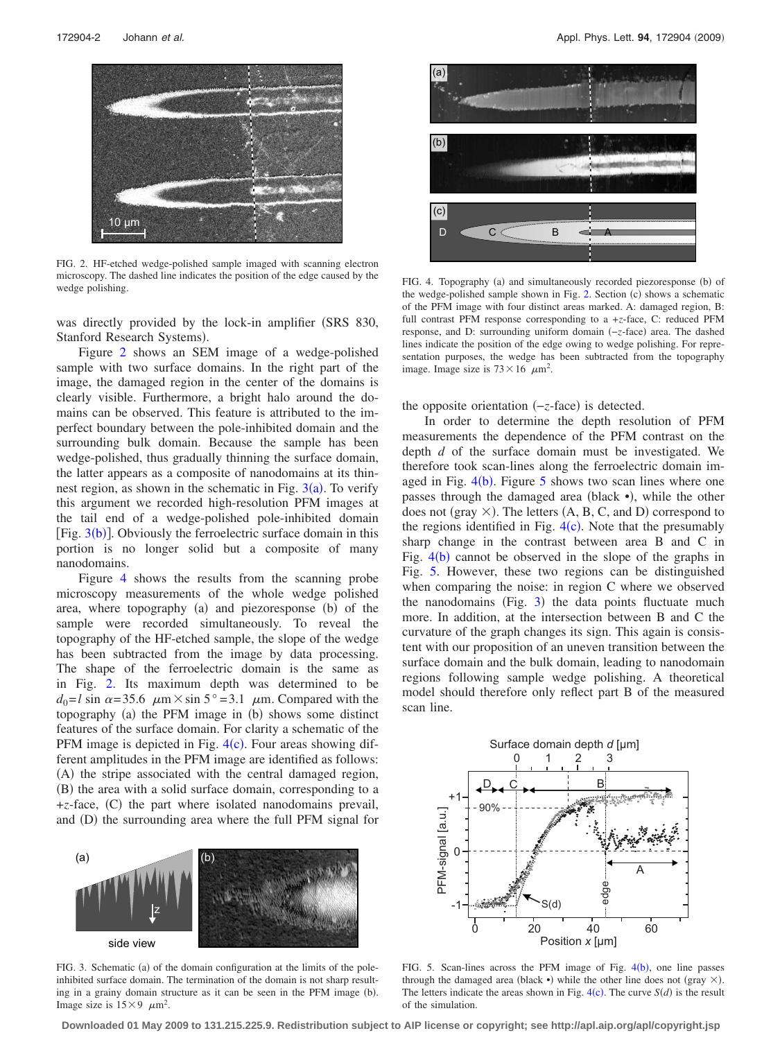FIG. 2. HF-etched wedge-polished sample imaged with scanning electron microscopy. The dashed line indicates the position of the edge caused by the wedge polishing.

was directly provided by the lock-in amplifier (SRS 830, Stanford Research Systems).

Figure 2 shows an SEM image of a wedge-polished sample with two surface domains. In the right part of the image, the damaged region in the center of the domains is clearly visible. Furthermore, a bright halo around the domains can be observed. This feature is attributed to the imperfect boundary between the pole-inhibited domain and the surrounding bulk domain. Because the sample has been wedge-polished, thus gradually thinning the surface domain, the latter appears as a composite of nanodomains at its thinnest region, as shown in the schematic in Fig. 3(a). To verify this argument we recorded high-resolution PFM images at the tail end of a wedge-polished pole-inhibited domain [Fig. 3(b)]. Obviously the ferroelectric surface domain in this portion is no longer solid but a composite of many nanodomains.

Figure 4 shows the results from the scanning probe microscopy measurements of the whole wedge polished area, where topography (a) and piezoresponse (b) of the sample were recorded simultaneously. To reveal the topography of the HF-etched sample, the slope of the wedge has been subtracted from the image by data processing. The shape of the ferroelectric domain is the same as in Fig. 2. Its maximum depth was determined to be $d_0 = l \sin \alpha = 35.6\ \mu\text{m} \times \sin 5° = 3.1\ \mu\text{m}$. Compared with the topography (a) the PFM image in (b) shows some distinct features of the surface domain. For clarity a schematic of the PFM image is depicted in Fig. 4(c). Four areas showing different amplitudes in the PFM image are identified as follows: (A) the stripe associated with the central damaged region, (B) the area with a solid surface domain, corresponding to a $+z$-face, (C) the part where isolated nanodomains prevail, and (D) the surrounding area where the full PFM signal for the opposite orientation ($-z$-face) is detected.

FIG. 3. Schematic (a) of the domain configuration at the limits of the pole-inhibited surface domain. The termination of the domain is not sharp resulting in a grainy domain structure as it can be seen in the PFM image (b). Image size is $15 \times 9\ \mu\text{m}^2$.

FIG. 4. Topography (a) and simultaneously recorded piezoresponse (b) of the wedge-polished sample shown in Fig. 2. Section (c) shows a schematic of the PFM image with four distinct areas marked. A: damaged region, B: full contrast PFM response corresponding to a $+z$-face, C: reduced PFM response, and D: surrounding uniform domain ($-z$-face) area. The dashed lines indicate the position of the edge owing to wedge polishing. For representation purposes, the wedge has been subtracted from the topography image. Image size is $73 \times 16\ \mu\text{m}^2$.

In order to determine the depth resolution of PFM measurements the dependence of the PFM contrast on the depth $d$ of the surface domain must be investigated. We therefore took scan-lines along the ferroelectric domain imaged in Fig. 4(b). Figure 5 shows two scan lines where one passes through the damaged area (black •), while the other does not (gray ×). The letters (A, B, C, and D) correspond to the regions identified in Fig. 4(c). Note that the presumably sharp change in the contrast between area B and C in Fig. 4(b) cannot be observed in the slope of the graphs in Fig. 5. However, these two regions can be distinguished when comparing the noise: in region C where we observed the nanodomains (Fig. 3) the data points fluctuate much more. In addition, at the intersection between B and C the curvature of the graph changes its sign. This again is consistent with our proposition of an uneven transition between the surface domain and the bulk domain, leading to nanodomain regions following sample wedge polishing. A theoretical model should therefore only reflect part B of the measured scan line.

FIG. 5. Scan-lines across the PFM image of Fig. 4(b), one line passes through the damaged area (black •) while the other line does not (gray ×). The letters indicate the areas shown in Fig. 4(c). The curve $S(d)$ is the result of the simulation.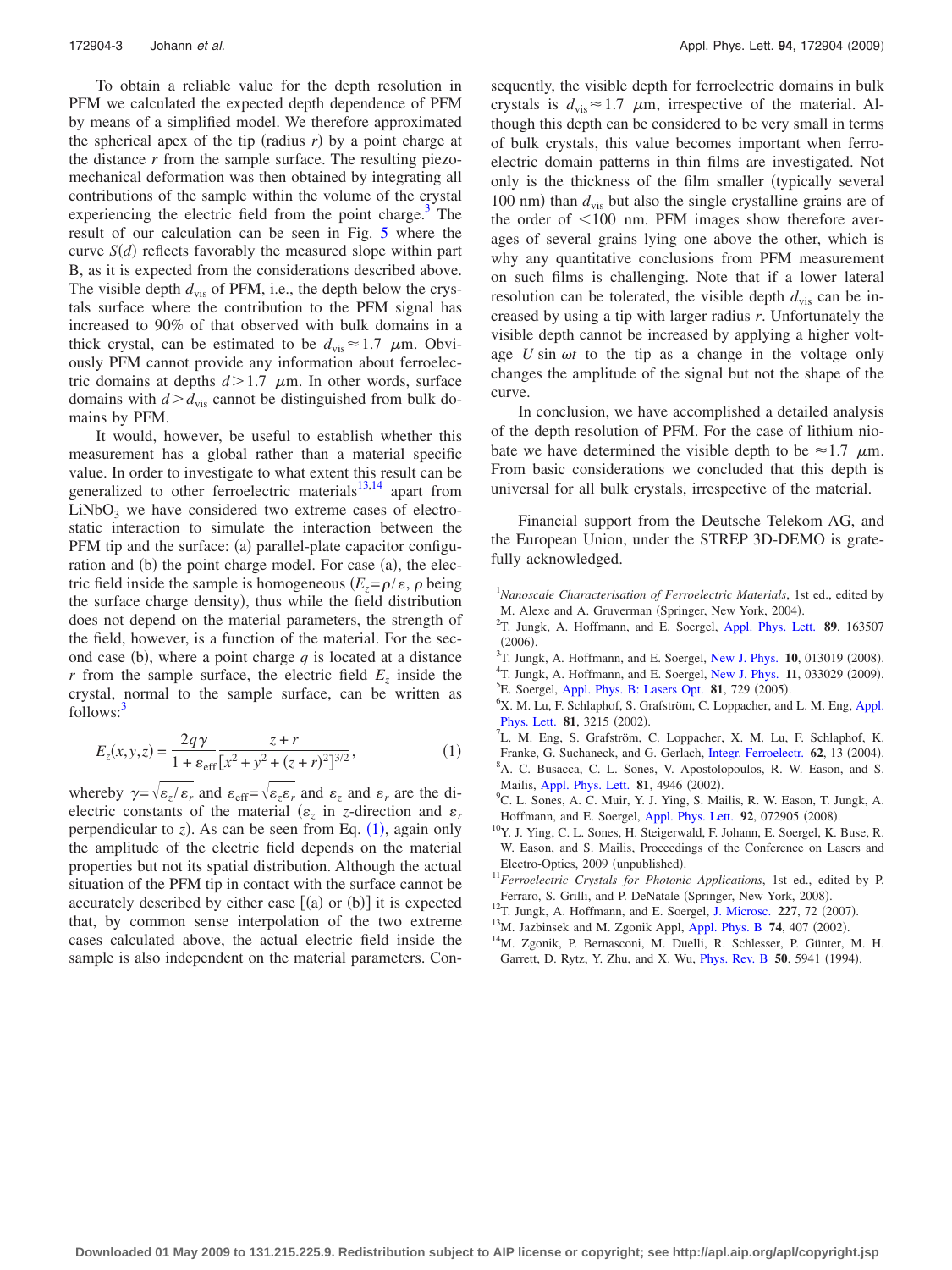To obtain a reliable value for the depth resolution in PFM we calculated the expected depth dependence of PFM by means of a simplified model. We therefore approximated the spherical apex of the tip (radius $r$) by a point charge at the distance $r$ from the sample surface. The resulting piezomechanical deformation was then obtained by integrating all contributions of the sample within the volume of the crystal experiencing the electric field from the point charge.[3] The result of our calculation can be seen in Fig. 5 where the curve $S(d)$ reflects favorably the measured slope within part B, as it is expected from the considerations described above. The visible depth $d_{\text{vis}}$ of PFM, i.e., the depth below the crystals surface where the contribution to the PFM signal has increased to 90% of that observed with bulk domains in a thick crystal, can be estimated to be $d_{\text{vis}} \approx 1.7$ $\mu$m. Obviously PFM cannot provide any information about ferroelectric domains at depths $d > 1.7$ $\mu$m. In other words, surface domains with $d > d_{\text{vis}}$ cannot be distinguished from bulk domains by PFM.

It would, however, be useful to establish whether this measurement has a global rather than a material specific value. In order to investigate to what extent this result can be generalized to other ferroelectric materials[13,14] apart from $LiNbO_3$ we have considered two extreme cases of electrostatic interaction to simulate the interaction between the PFM tip and the surface: (a) parallel-plate capacitor configuration and (b) the point charge model. For case (a), the electric field inside the sample is homogeneous ($E_z = \rho/\varepsilon$, $\rho$ being the surface charge density), thus while the field distribution does not depend on the material parameters, the strength of the field, however, is a function of the material. For the second case (b), where a point charge $q$ is located at a distance $r$ from the sample surface, the electric field $E_z$ inside the crystal, normal to the sample surface, can be written as follows:[3]

$$E_z(x,y,z) = \frac{2q\gamma}{1+\varepsilon_{\text{eff}}} \frac{z+r}{[x^2+y^2+(z+r)^2]^{3/2}}, \qquad (1)$$

whereby $\gamma = \sqrt{\varepsilon_z/\varepsilon_r}$ and $\varepsilon_{\text{eff}} = \sqrt{\varepsilon_z \varepsilon_r}$ and $\varepsilon_z$ and $\varepsilon_r$ are the dielectric constants of the material ($\varepsilon_z$ in $z$-direction and $\varepsilon_r$ perpendicular to $z$). As can be seen from Eq. (1), again only the amplitude of the electric field depends on the material properties but not its spatial distribution. Although the actual situation of the PFM tip in contact with the surface cannot be accurately described by either case [(a) or (b)] it is expected that, by common sense interpolation of the two extreme cases calculated above, the actual electric field inside the sample is also independent on the material parameters. Consequently, the visible depth for ferroelectric domains in bulk crystals is $d_{\text{vis}} \approx 1.7$ $\mu$m, irrespective of the material. Although this depth can be considered to be very small in terms of bulk crystals, this value becomes important when ferroelectric domain patterns in thin films are investigated. Not only is the thickness of the film smaller (typically several 100 nm) than $d_{\text{vis}}$ but also the single crystalline grains are of the order of <100 nm. PFM images show therefore averages of several grains lying one above the other, which is why any quantitative conclusions from PFM measurement on such films is challenging. Note that if a lower lateral resolution can be tolerated, the visible depth $d_{\text{vis}}$ can be increased by using a tip with larger radius $r$. Unfortunately the visible depth cannot be increased by applying a higher voltage $U \sin \omega t$ to the tip as a change in the voltage only changes the amplitude of the signal but not the shape of the curve.

In conclusion, we have accomplished a detailed analysis of the depth resolution of PFM. For the case of lithium niobate we have determined the visible depth to be $\approx 1.7$ $\mu$m. From basic considerations we concluded that this depth is universal for all bulk crystals, irrespective of the material.

Financial support from the Deutsche Telekom AG, and the European Union, under the STREP 3D-DEMO is gratefully acknowledged.

[1] *Nanoscale Characterisation of Ferroelectric Materials*, 1st ed., edited by M. Alexe and A. Gruverman (Springer, New York, 2004).

[2] T. Jungk, A. Hoffmann, and E. Soergel, Appl. Phys. Lett. **89**, 163507 (2006).

[3] T. Jungk, A. Hoffmann, and E. Soergel, New J. Phys. **10**, 013019 (2008).

[4] T. Jungk, A. Hoffmann, and E. Soergel, New J. Phys. **11**, 033029 (2009).

[5] E. Soergel, Appl. Phys. B: Lasers Opt. **81**, 729 (2005).

[6] X. M. Lu, F. Schlaphof, S. Grafström, C. Loppacher, and L. M. Eng, Appl. Phys. Lett. **81**, 3215 (2002).

[7] L. M. Eng, S. Grafström, C. Loppacher, X. M. Lu, F. Schlaphof, K. Franke, G. Suchaneck, and G. Gerlach, Integr. Ferroelectr. **62**, 13 (2004).

[8] A. C. Busacca, C. L. Sones, V. Apostolopoulos, R. W. Eason, and S. Mailis, Appl. Phys. Lett. **81**, 4946 (2002).

[9] C. L. Sones, A. C. Muir, Y. J. Ying, S. Mailis, R. W. Eason, T. Jungk, A. Hoffmann, and E. Soergel, Appl. Phys. Lett. **92**, 072905 (2008).

[10] Y. J. Ying, C. L. Sones, H. Steigerwald, F. Johann, E. Soergel, K. Buse, R. W. Eason, and S. Mailis, Proceedings of the Conference on Lasers and Electro-Optics, 2009 (unpublished).

[11] *Ferroelectric Crystals for Photonic Applications*, 1st ed., edited by P. Ferraro, S. Grilli, and P. DeNatale (Springer, New York, 2008).

[12] T. Jungk, A. Hoffmann, and E. Soergel, J. Microsc. **227**, 72 (2007).

[13] M. Jazbinsek and M. Zgonik Appl, Appl. Phys. B **74**, 407 (2002).

[14] M. Zgonik, P. Bernasconi, M. Duelli, R. Schlesser, P. Günter, M. H. Garrett, D. Rytz, Y. Zhu, and X. Wu, Phys. Rev. B **50**, 5941 (1994).